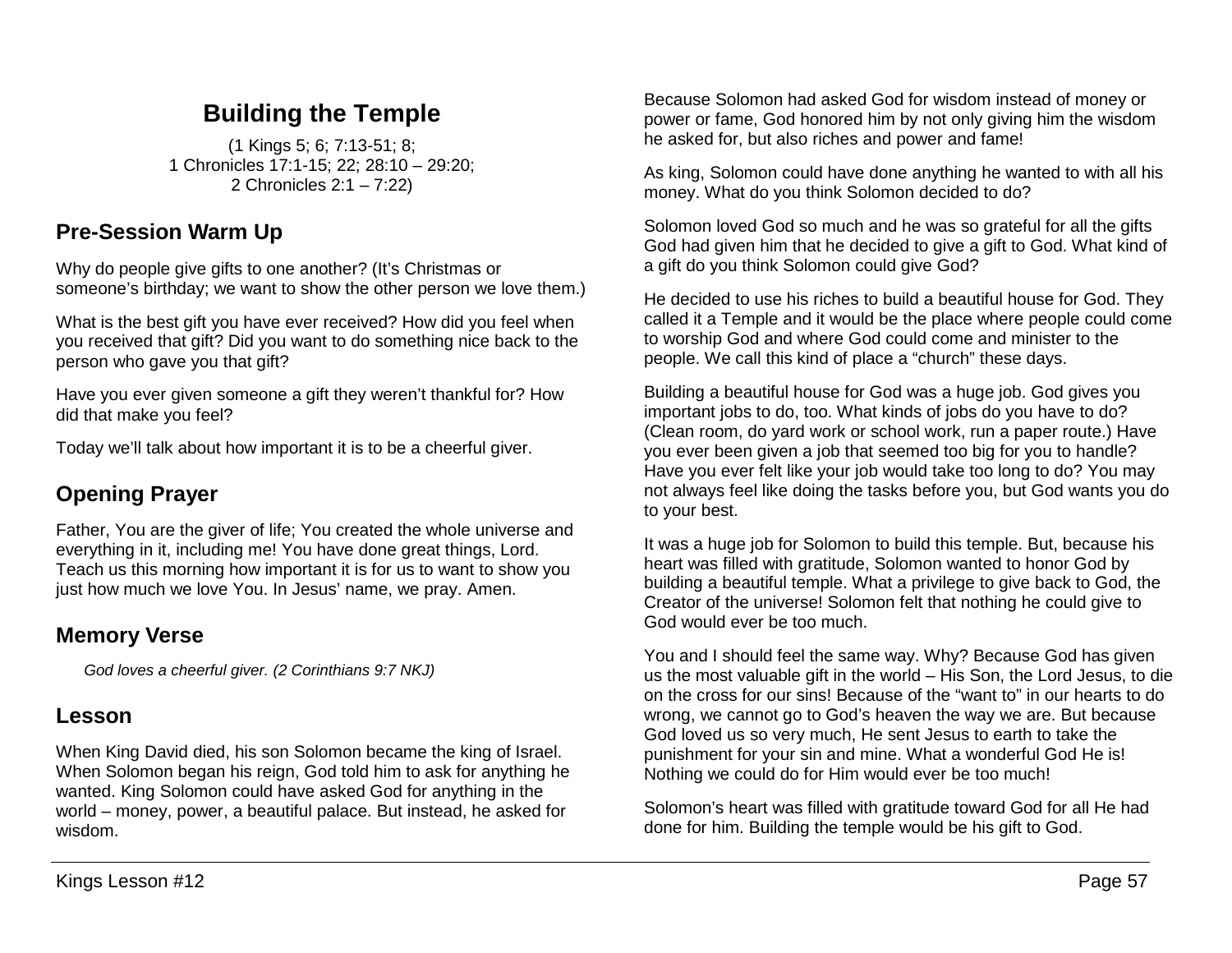# Building the Temple

(1 Kings 5; 6; 7:13-51; 8;
1 Chronicles 17:1-15; 22; 28:10 – 29:20;
2 Chronicles 2:1 – 7:22)

## Pre-Session Warm Up

Why do people give gifts to one another? (It's Christmas or someone's birthday; we want to show the other person we love them.)

What is the best gift you have ever received? How did you feel when you received that gift? Did you want to do something nice back to the person who gave you that gift?

Have you ever given someone a gift they weren't thankful for? How did that make you feel?

Today we'll talk about how important it is to be a cheerful giver.

## Opening Prayer

Father, You are the giver of life; You created the whole universe and everything in it, including me! You have done great things, Lord. Teach us this morning how important it is for us to want to show you just how much we love You. In Jesus' name, we pray. Amen.

## Memory Verse

*God loves a cheerful giver. (2 Corinthians 9:7 NKJ)*

## Lesson

When King David died, his son Solomon became the king of Israel. When Solomon began his reign, God told him to ask for anything he wanted. King Solomon could have asked God for anything in the world – money, power, a beautiful palace. But instead, he asked for wisdom.

Because Solomon had asked God for wisdom instead of money or power or fame, God honored him by not only giving him the wisdom he asked for, but also riches and power and fame!

As king, Solomon could have done anything he wanted to with all his money. What do you think Solomon decided to do?

Solomon loved God so much and he was so grateful for all the gifts God had given him that he decided to give a gift to God. What kind of a gift do you think Solomon could give God?

He decided to use his riches to build a beautiful house for God. They called it a Temple and it would be the place where people could come to worship God and where God could come and minister to the people. We call this kind of place a "church" these days.

Building a beautiful house for God was a huge job. God gives you important jobs to do, too. What kinds of jobs do you have to do? (Clean room, do yard work or school work, run a paper route.) Have you ever been given a job that seemed too big for you to handle? Have you ever felt like your job would take too long to do? You may not always feel like doing the tasks before you, but God wants you do to your best.

It was a huge job for Solomon to build this temple. But, because his heart was filled with gratitude, Solomon wanted to honor God by building a beautiful temple. What a privilege to give back to God, the Creator of the universe! Solomon felt that nothing he could give to God would ever be too much.

You and I should feel the same way. Why? Because God has given us the most valuable gift in the world – His Son, the Lord Jesus, to die on the cross for our sins! Because of the "want to" in our hearts to do wrong, we cannot go to God's heaven the way we are. But because God loved us so very much, He sent Jesus to earth to take the punishment for your sin and mine. What a wonderful God He is! Nothing we could do for Him would ever be too much!

Solomon's heart was filled with gratitude toward God for all He had done for him. Building the temple would be his gift to God.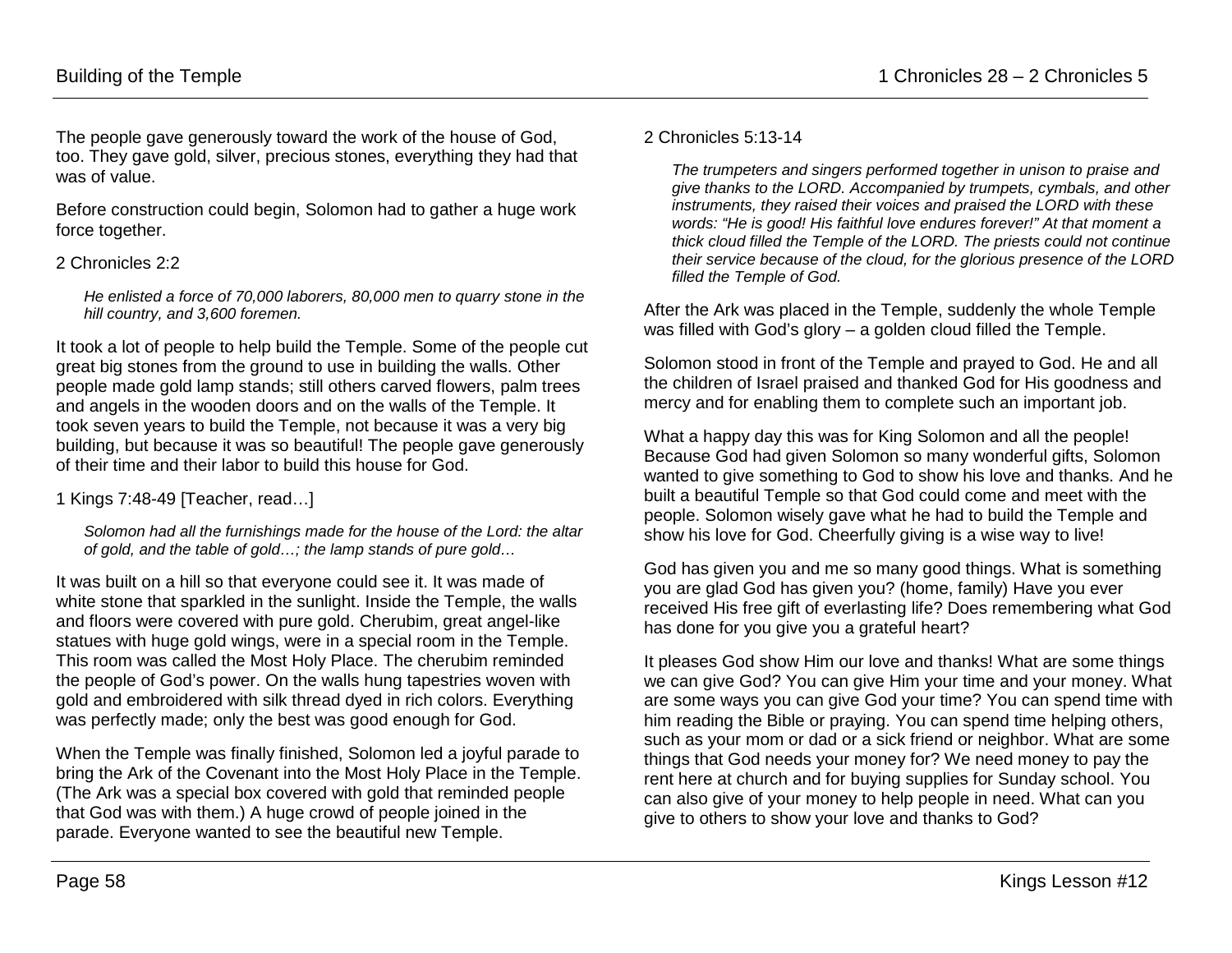The people gave generously toward the work of the house of God, too. They gave gold, silver, precious stones, everything they had that was of value.

Before construction could begin, Solomon had to gather a huge work force together.

2 Chronicles 2:2

> *He enlisted a force of 70,000 laborers, 80,000 men to quarry stone in the hill country, and 3,600 foremen.*

It took a lot of people to help build the Temple. Some of the people cut great big stones from the ground to use in building the walls. Other people made gold lamp stands; still others carved flowers, palm trees and angels in the wooden doors and on the walls of the Temple. It took seven years to build the Temple, not because it was a very big building, but because it was so beautiful! The people gave generously of their time and their labor to build this house for God.

1 Kings 7:48-49 [Teacher, read…]

> *Solomon had all the furnishings made for the house of the Lord: the altar of gold, and the table of gold…; the lamp stands of pure gold…*

It was built on a hill so that everyone could see it. It was made of white stone that sparkled in the sunlight. Inside the Temple, the walls and floors were covered with pure gold. Cherubim, great angel-like statues with huge gold wings, were in a special room in the Temple. This room was called the Most Holy Place. The cherubim reminded the people of God's power. On the walls hung tapestries woven with gold and embroidered with silk thread dyed in rich colors. Everything was perfectly made; only the best was good enough for God.

When the Temple was finally finished, Solomon led a joyful parade to bring the Ark of the Covenant into the Most Holy Place in the Temple. (The Ark was a special box covered with gold that reminded people that God was with them.) A huge crowd of people joined in the parade. Everyone wanted to see the beautiful new Temple.

2 Chronicles 5:13-14

> *The trumpeters and singers performed together in unison to praise and give thanks to the LORD. Accompanied by trumpets, cymbals, and other instruments, they raised their voices and praised the LORD with these words: "He is good! His faithful love endures forever!" At that moment a thick cloud filled the Temple of the LORD. The priests could not continue their service because of the cloud, for the glorious presence of the LORD filled the Temple of God.*

After the Ark was placed in the Temple, suddenly the whole Temple was filled with God's glory – a golden cloud filled the Temple.

Solomon stood in front of the Temple and prayed to God. He and all the children of Israel praised and thanked God for His goodness and mercy and for enabling them to complete such an important job.

What a happy day this was for King Solomon and all the people! Because God had given Solomon so many wonderful gifts, Solomon wanted to give something to God to show his love and thanks. And he built a beautiful Temple so that God could come and meet with the people. Solomon wisely gave what he had to build the Temple and show his love for God. Cheerfully giving is a wise way to live!

God has given you and me so many good things. What is something you are glad God has given you? (home, family) Have you ever received His free gift of everlasting life? Does remembering what God has done for you give you a grateful heart?

It pleases God show Him our love and thanks! What are some things we can give God? You can give Him your time and your money. What are some ways you can give God your time? You can spend time with him reading the Bible or praying. You can spend time helping others, such as your mom or dad or a sick friend or neighbor. What are some things that God needs your money for? We need money to pay the rent here at church and for buying supplies for Sunday school. You can also give of your money to help people in need. What can you give to others to show your love and thanks to God?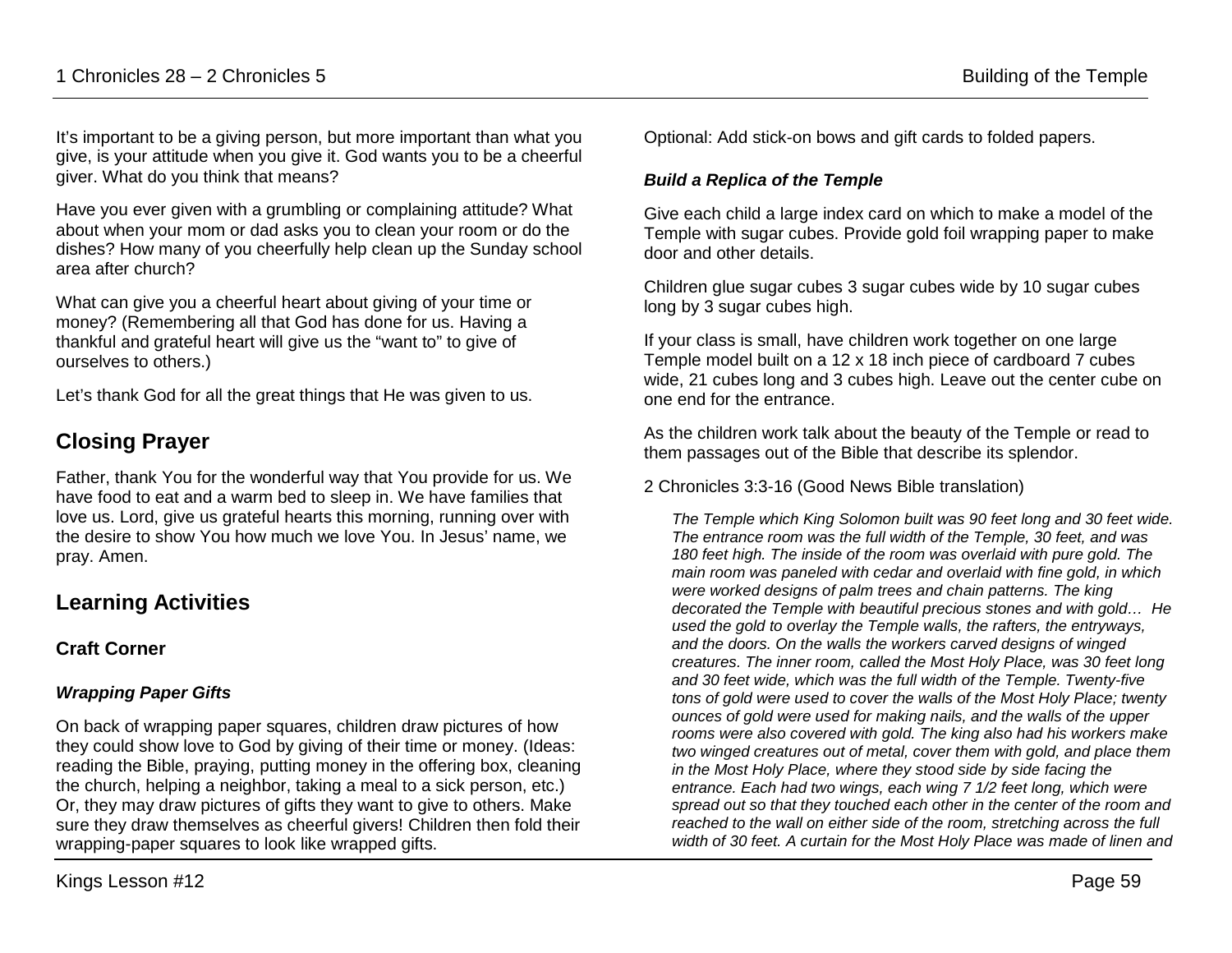It's important to be a giving person, but more important than what you give, is your attitude when you give it. God wants you to be a cheerful giver. What do you think that means?

Have you ever given with a grumbling or complaining attitude? What about when your mom or dad asks you to clean your room or do the dishes? How many of you cheerfully help clean up the Sunday school area after church?

What can give you a cheerful heart about giving of your time or money? (Remembering all that God has done for us. Having a thankful and grateful heart will give us the "want to" to give of ourselves to others.)

Let's thank God for all the great things that He was given to us.

## Closing Prayer

Father, thank You for the wonderful way that You provide for us. We have food to eat and a warm bed to sleep in. We have families that love us. Lord, give us grateful hearts this morning, running over with the desire to show You how much we love You. In Jesus' name, we pray. Amen.

## Learning Activities

### Craft Corner

#### *Wrapping Paper Gifts*

On back of wrapping paper squares, children draw pictures of how they could show love to God by giving of their time or money. (Ideas: reading the Bible, praying, putting money in the offering box, cleaning the church, helping a neighbor, taking a meal to a sick person, etc.) Or, they may draw pictures of gifts they want to give to others. Make sure they draw themselves as cheerful givers! Children then fold their wrapping-paper squares to look like wrapped gifts.

Optional: Add stick-on bows and gift cards to folded papers.

#### *Build a Replica of the Temple*

Give each child a large index card on which to make a model of the Temple with sugar cubes. Provide gold foil wrapping paper to make door and other details.

Children glue sugar cubes 3 sugar cubes wide by 10 sugar cubes long by 3 sugar cubes high.

If your class is small, have children work together on one large Temple model built on a 12 x 18 inch piece of cardboard 7 cubes wide, 21 cubes long and 3 cubes high. Leave out the center cube on one end for the entrance.

As the children work talk about the beauty of the Temple or read to them passages out of the Bible that describe its splendor.

2 Chronicles 3:3-16 (Good News Bible translation)

> *The Temple which King Solomon built was 90 feet long and 30 feet wide. The entrance room was the full width of the Temple, 30 feet, and was 180 feet high. The inside of the room was overlaid with pure gold. The main room was paneled with cedar and overlaid with fine gold, in which were worked designs of palm trees and chain patterns. The king decorated the Temple with beautiful precious stones and with gold… He used the gold to overlay the Temple walls, the rafters, the entryways, and the doors. On the walls the workers carved designs of winged creatures. The inner room, called the Most Holy Place, was 30 feet long and 30 feet wide, which was the full width of the Temple. Twenty-five tons of gold were used to cover the walls of the Most Holy Place; twenty ounces of gold were used for making nails, and the walls of the upper rooms were also covered with gold. The king also had his workers make two winged creatures out of metal, cover them with gold, and place them in the Most Holy Place, where they stood side by side facing the entrance. Each had two wings, each wing 7 1/2 feet long, which were spread out so that they touched each other in the center of the room and reached to the wall on either side of the room, stretching across the full width of 30 feet. A curtain for the Most Holy Place was made of linen and*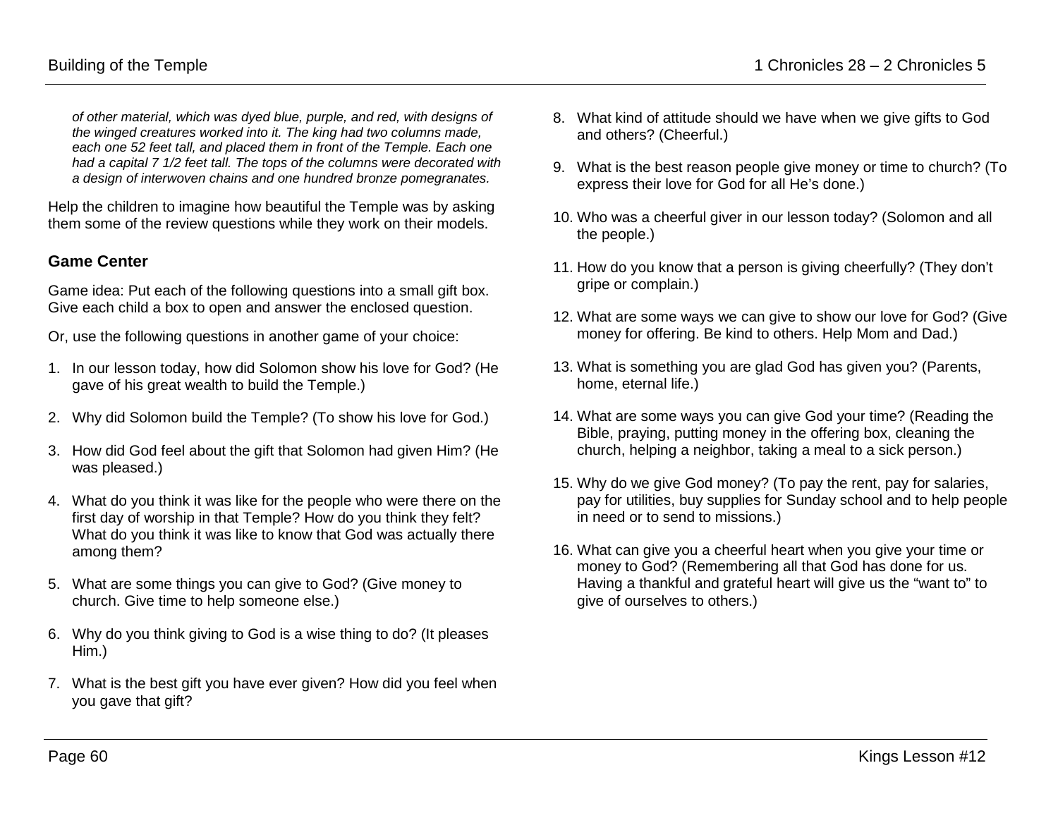*of other material, which was dyed blue, purple, and red, with designs of the winged creatures worked into it. The king had two columns made, each one 52 feet tall, and placed them in front of the Temple. Each one had a capital 7 1/2 feet tall. The tops of the columns were decorated with a design of interwoven chains and one hundred bronze pomegranates.*

Help the children to imagine how beautiful the Temple was by asking them some of the review questions while they work on their models.

### Game Center

Game idea: Put each of the following questions into a small gift box. Give each child a box to open and answer the enclosed question.

Or, use the following questions in another game of your choice:

1. In our lesson today, how did Solomon show his love for God? (He gave of his great wealth to build the Temple.)
2. Why did Solomon build the Temple? (To show his love for God.)
3. How did God feel about the gift that Solomon had given Him? (He was pleased.)
4. What do you think it was like for the people who were there on the first day of worship in that Temple? How do you think they felt? What do you think it was like to know that God was actually there among them?
5. What are some things you can give to God? (Give money to church. Give time to help someone else.)
6. Why do you think giving to God is a wise thing to do? (It pleases Him.)
7. What is the best gift you have ever given? How did you feel when you gave that gift?
8. What kind of attitude should we have when we give gifts to God and others? (Cheerful.)
9. What is the best reason people give money or time to church? (To express their love for God for all He's done.)
10. Who was a cheerful giver in our lesson today? (Solomon and all the people.)
11. How do you know that a person is giving cheerfully? (They don't gripe or complain.)
12. What are some ways we can give to show our love for God? (Give money for offering. Be kind to others. Help Mom and Dad.)
13. What is something you are glad God has given you? (Parents, home, eternal life.)
14. What are some ways you can give God your time? (Reading the Bible, praying, putting money in the offering box, cleaning the church, helping a neighbor, taking a meal to a sick person.)
15. Why do we give God money? (To pay the rent, pay for salaries, pay for utilities, buy supplies for Sunday school and to help people in need or to send to missions.)
16. What can give you a cheerful heart when you give your time or money to God? (Remembering all that God has done for us. Having a thankful and grateful heart will give us the "want to" to give of ourselves to others.)